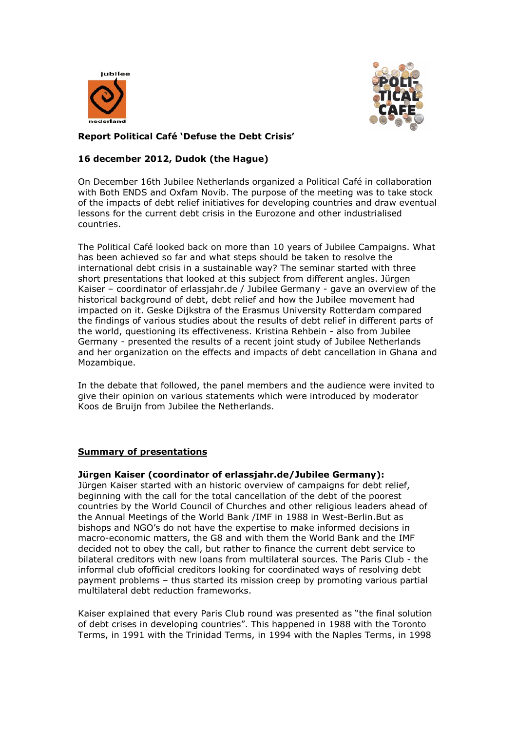**Report Political Café 'Defuse the Debt Crisis'**

**16 december 2012, Dudok (the Hague)**

On December 16th Jubilee Netherlands organized a Political Café in collaboration with Both ENDS and Oxfam Novib. The purpose of the meeting was to take stock of the impacts of debt relief initiatives for developing countries and draw eventual lessons for the current debt crisis in the Eurozone and other industrialised countries.

The Political Café looked back on more than 10 years of Jubilee Campaigns. What has been achieved so far and what steps should be taken to resolve the international debt crisis in a sustainable way? The seminar started with three short presentations that looked at this subject from different angles. Jürgen Kaiser – coordinator of erlassjahr.de / Jubilee Germany - gave an overview of the historical background of debt, debt relief and how the Jubilee movement had impacted on it. Geske Dijkstra of the Erasmus University Rotterdam compared the findings of various studies about the results of debt relief in different parts of the world, questioning its effectiveness. Kristina Rehbein - also from Jubilee Germany - presented the results of a recent joint study of Jubilee Netherlands and her organization on the effects and impacts of debt cancellation in Ghana and Mozambique.

In the debate that followed, the panel members and the audience were invited to give their opinion on various statements which were introduced by moderator Koos de Bruijn from Jubilee the Netherlands.

**Summary of presentations**

**Jürgen Kaiser (coordinator of erlassjahr.de/Jubilee Germany):**
Jürgen Kaiser started with an historic overview of campaigns for debt relief, beginning with the call for the total cancellation of the debt of the poorest countries by the World Council of Churches and other religious leaders ahead of the Annual Meetings of the World Bank /IMF in 1988 in West-Berlin.But as bishops and NGO's do not have the expertise to make informed decisions in macro-economic matters, the G8 and with them the World Bank and the IMF decided not to obey the call, but rather to finance the current debt service to bilateral creditors with new loans from multilateral sources. The Paris Club - the informal club ofofficial creditors looking for coordinated ways of resolving debt payment problems – thus started its mission creep by promoting various partial multilateral debt reduction frameworks.

Kaiser explained that every Paris Club round was presented as "the final solution of debt crises in developing countries". This happened in 1988 with the Toronto Terms, in 1991 with the Trinidad Terms, in 1994 with the Naples Terms, in 1998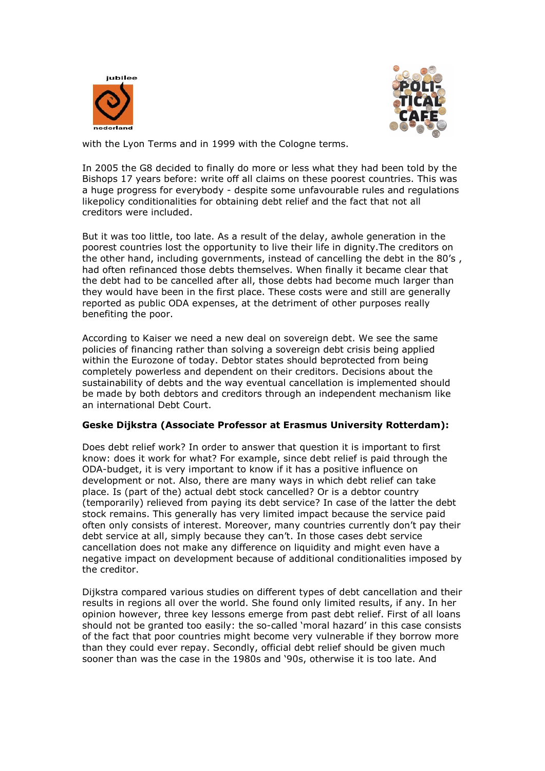with the Lyon Terms and in 1999 with the Cologne terms.

In 2005 the G8 decided to finally do more or less what they had been told by the Bishops 17 years before: write off all claims on these poorest countries. This was a huge progress for everybody - despite some unfavourable rules and regulations likepolicy conditionalities for obtaining debt relief and the fact that not all creditors were included.

But it was too little, too late. As a result of the delay, awhole generation in the poorest countries lost the opportunity to live their life in dignity.The creditors on the other hand, including governments, instead of cancelling the debt in the 80's , had often refinanced those debts themselves. When finally it became clear that the debt had to be cancelled after all, those debts had become much larger than they would have been in the first place. These costs were and still are generally reported as public ODA expenses, at the detriment of other purposes really benefiting the poor.

According to Kaiser we need a new deal on sovereign debt. We see the same policies of financing rather than solving a sovereign debt crisis being applied within the Eurozone of today. Debtor states should beprotected from being completely powerless and dependent on their creditors. Decisions about the sustainability of debts and the way eventual cancellation is implemented should be made by both debtors and creditors through an independent mechanism like an international Debt Court.

**Geske Dijkstra (Associate Professor at Erasmus University Rotterdam):**

Does debt relief work? In order to answer that question it is important to first know: does it work for what? For example, since debt relief is paid through the ODA-budget, it is very important to know if it has a positive influence on development or not. Also, there are many ways in which debt relief can take place. Is (part of the) actual debt stock cancelled? Or is a debtor country (temporarily) relieved from paying its debt service? In case of the latter the debt stock remains. This generally has very limited impact because the service paid often only consists of interest. Moreover, many countries currently don't pay their debt service at all, simply because they can't. In those cases debt service cancellation does not make any difference on liquidity and might even have a negative impact on development because of additional conditionalities imposed by the creditor.

Dijkstra compared various studies on different types of debt cancellation and their results in regions all over the world. She found only limited results, if any. In her opinion however, three key lessons emerge from past debt relief. First of all loans should not be granted too easily: the so-called 'moral hazard' in this case consists of the fact that poor countries might become very vulnerable if they borrow more than they could ever repay. Secondly, official debt relief should be given much sooner than was the case in the 1980s and '90s, otherwise it is too late. And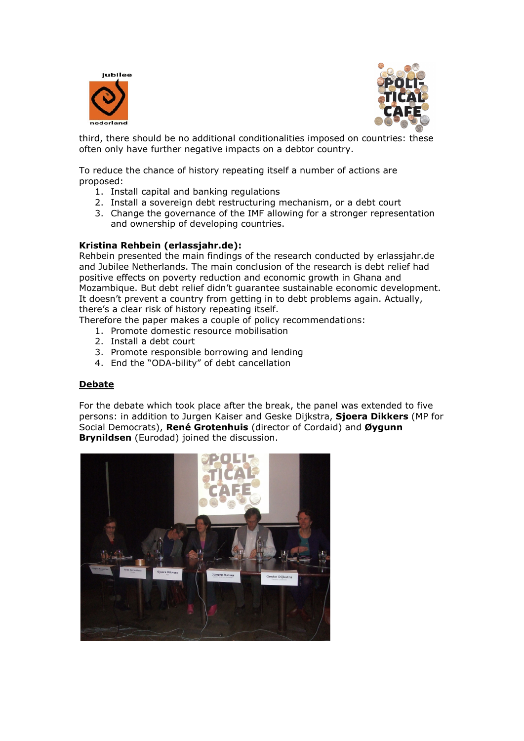third, there should be no additional conditionalities imposed on countries: these often only have further negative impacts on a debtor country.

To reduce the chance of history repeating itself a number of actions are proposed:

1. Install capital and banking regulations
2. Install a sovereign debt restructuring mechanism, or a debt court
3. Change the governance of the IMF allowing for a stronger representation and ownership of developing countries.

**Kristina Rehbein (erlassjahr.de):**
Rehbein presented the main findings of the research conducted by erlassjahr.de and Jubilee Netherlands. The main conclusion of the research is debt relief had positive effects on poverty reduction and economic growth in Ghana and Mozambique. But debt relief didn't guarantee sustainable economic development. It doesn't prevent a country from getting in to debt problems again. Actually, there's a clear risk of history repeating itself.
Therefore the paper makes a couple of policy recommendations:

1. Promote domestic resource mobilisation
2. Install a debt court
3. Promote responsible borrowing and lending
4. End the "ODA-bility" of debt cancellation

## Debate

For the debate which took place after the break, the panel was extended to five persons: in addition to Jurgen Kaiser and Geske Dijkstra, **Sjoera Dikkers** (MP for Social Democrats), **René Grotenhuis** (director of Cordaid) and **Øygunn Brynildsen** (Eurodad) joined the discussion.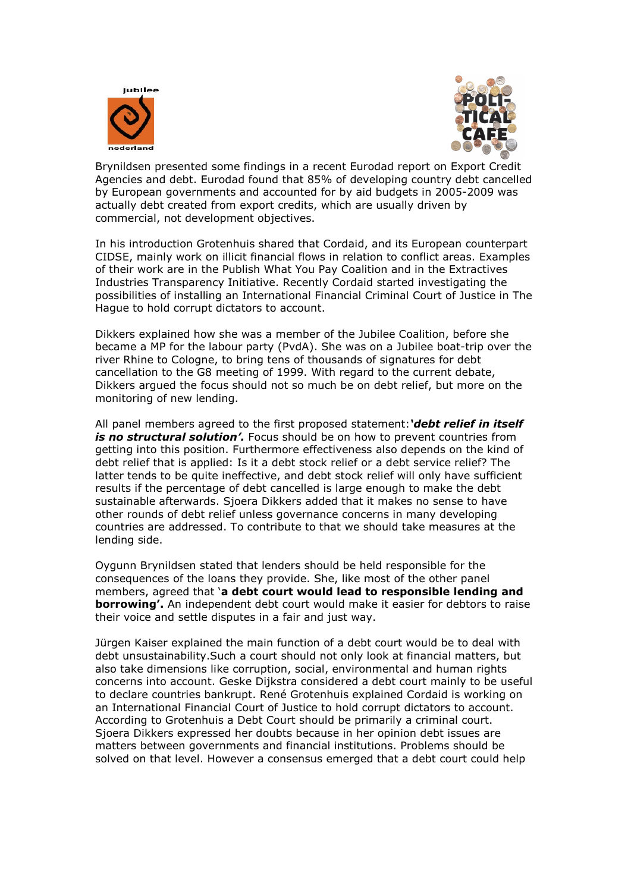Brynildsen presented some findings in a recent Eurodad report on Export Credit Agencies and debt. Eurodad found that 85% of developing country debt cancelled by European governments and accounted for by aid budgets in 2005-2009 was actually debt created from export credits, which are usually driven by commercial, not development objectives.

In his introduction Grotenhuis shared that Cordaid, and its European counterpart CIDSE, mainly work on illicit financial flows in relation to conflict areas. Examples of their work are in the Publish What You Pay Coalition and in the Extractives Industries Transparency Initiative. Recently Cordaid started investigating the possibilities of installing an International Financial Criminal Court of Justice in The Hague to hold corrupt dictators to account.

Dikkers explained how she was a member of the Jubilee Coalition, before she became a MP for the labour party (PvdA). She was on a Jubilee boat-trip over the river Rhine to Cologne, to bring tens of thousands of signatures for debt cancellation to the G8 meeting of 1999. With regard to the current debate, Dikkers argued the focus should not so much be on debt relief, but more on the monitoring of new lending.

All panel members agreed to the first proposed statement:***'debt relief in itself is no structural solution'.*** Focus should be on how to prevent countries from getting into this position. Furthermore effectiveness also depends on the kind of debt relief that is applied: Is it a debt stock relief or a debt service relief? The latter tends to be quite ineffective, and debt stock relief will only have sufficient results if the percentage of debt cancelled is large enough to make the debt sustainable afterwards. Sjoera Dikkers added that it makes no sense to have other rounds of debt relief unless governance concerns in many developing countries are addressed. To contribute to that we should take measures at the lending side.

Oygunn Brynildsen stated that lenders should be held responsible for the consequences of the loans they provide. She, like most of the other panel members, agreed that '**a debt court would lead to responsible lending and borrowing'.** An independent debt court would make it easier for debtors to raise their voice and settle disputes in a fair and just way.

Jürgen Kaiser explained the main function of a debt court would be to deal with debt unsustainability.Such a court should not only look at financial matters, but also take dimensions like corruption, social, environmental and human rights concerns into account. Geske Dijkstra considered a debt court mainly to be useful to declare countries bankrupt. René Grotenhuis explained Cordaid is working on an International Financial Court of Justice to hold corrupt dictators to account. According to Grotenhuis a Debt Court should be primarily a criminal court. Sjoera Dikkers expressed her doubts because in her opinion debt issues are matters between governments and financial institutions. Problems should be solved on that level. However a consensus emerged that a debt court could help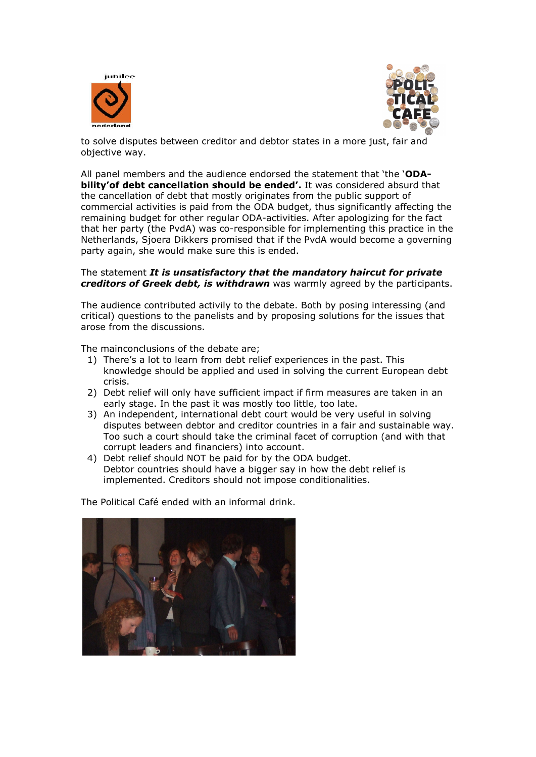to solve disputes between creditor and debtor states in a more just, fair and objective way.

All panel members and the audience endorsed the statement that 'the '**ODA-bility'of debt cancellation should be ended'.** It was considered absurd that the cancellation of debt that mostly originates from the public support of commercial activities is paid from the ODA budget, thus significantly affecting the remaining budget for other regular ODA-activities. After apologizing for the fact that her party (the PvdA) was co-responsible for implementing this practice in the Netherlands, Sjoera Dikkers promised that if the PvdA would become a governing party again, she would make sure this is ended.

The statement ***It is unsatisfactory that the mandatory haircut for private creditors of Greek debt, is withdrawn*** was warmly agreed by the participants.

The audience contributed activily to the debate. Both by posing interesting (and critical) questions to the panelists and by proposing solutions for the issues that arose from the discussions.

The mainconclusions of the debate are;

1) There's a lot to learn from debt relief experiences in the past. This knowledge should be applied and used in solving the current European debt crisis.
2) Debt relief will only have sufficient impact if firm measures are taken in an early stage. In the past it was mostly too little, too late.
3) An independent, international debt court would be very useful in solving disputes between debtor and creditor countries in a fair and sustainable way. Too such a court should take the criminal facet of corruption (and with that corrupt leaders and financiers) into account.
4) Debt relief should NOT be paid for by the ODA budget.
   Debtor countries should have a bigger say in how the debt relief is implemented. Creditors should not impose conditionalities.

The Political Café ended with an informal drink.